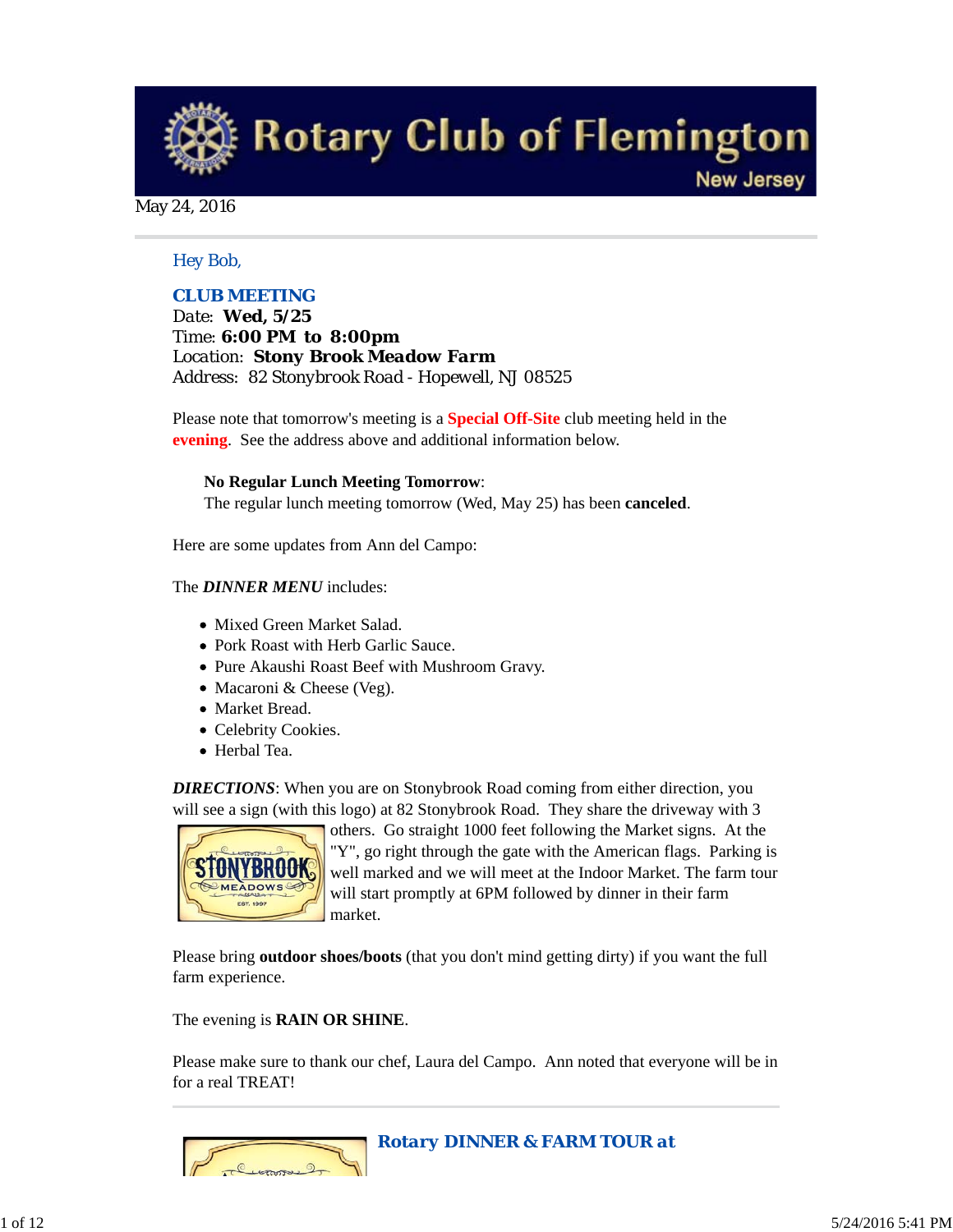# Rotary Club of Flemington

New Jersey

May 24, 2016

Hey Bob,

**CLUB MEETING**
Date: **Wed, 5/25**
Time: **6:00 PM to 8:00pm**
Location: **Stony Brook Meadow Farm**
Address: 82 Stonybrook Road - Hopewell, NJ 08525

Please note that tomorrow's meeting is a **Special Off-Site** club meeting held in the **evening**. See the address above and additional information below.

> **No Regular Lunch Meeting Tomorrow**:
> The regular lunch meeting tomorrow (Wed, May 25) has been **canceled**.

Here are some updates from Ann del Campo:

The ***DINNER MENU*** includes:

- Mixed Green Market Salad.
- Pork Roast with Herb Garlic Sauce.
- Pure Akaushi Roast Beef with Mushroom Gravy.
- Macaroni & Cheese (Veg).
- Market Bread.
- Celebrity Cookies.
- Herbal Tea.

***DIRECTIONS***: When you are on Stonybrook Road coming from either direction, you will see a sign (with this logo) at 82 Stonybrook Road. They share the driveway with 3 others. Go straight 1000 feet following the Market signs. At the "Y", go right through the gate with the American flags. Parking is well marked and we will meet at the Indoor Market. The farm tour will start promptly at 6PM followed by dinner in their farm market.

Please bring **outdoor shoes/boots** (that you don't mind getting dirty) if you want the full farm experience.

The evening is **RAIN OR SHINE**.

Please make sure to thank our chef, Laura del Campo. Ann noted that everyone will be in for a real TREAT!

---

**Rotary DINNER & FARM TOUR at**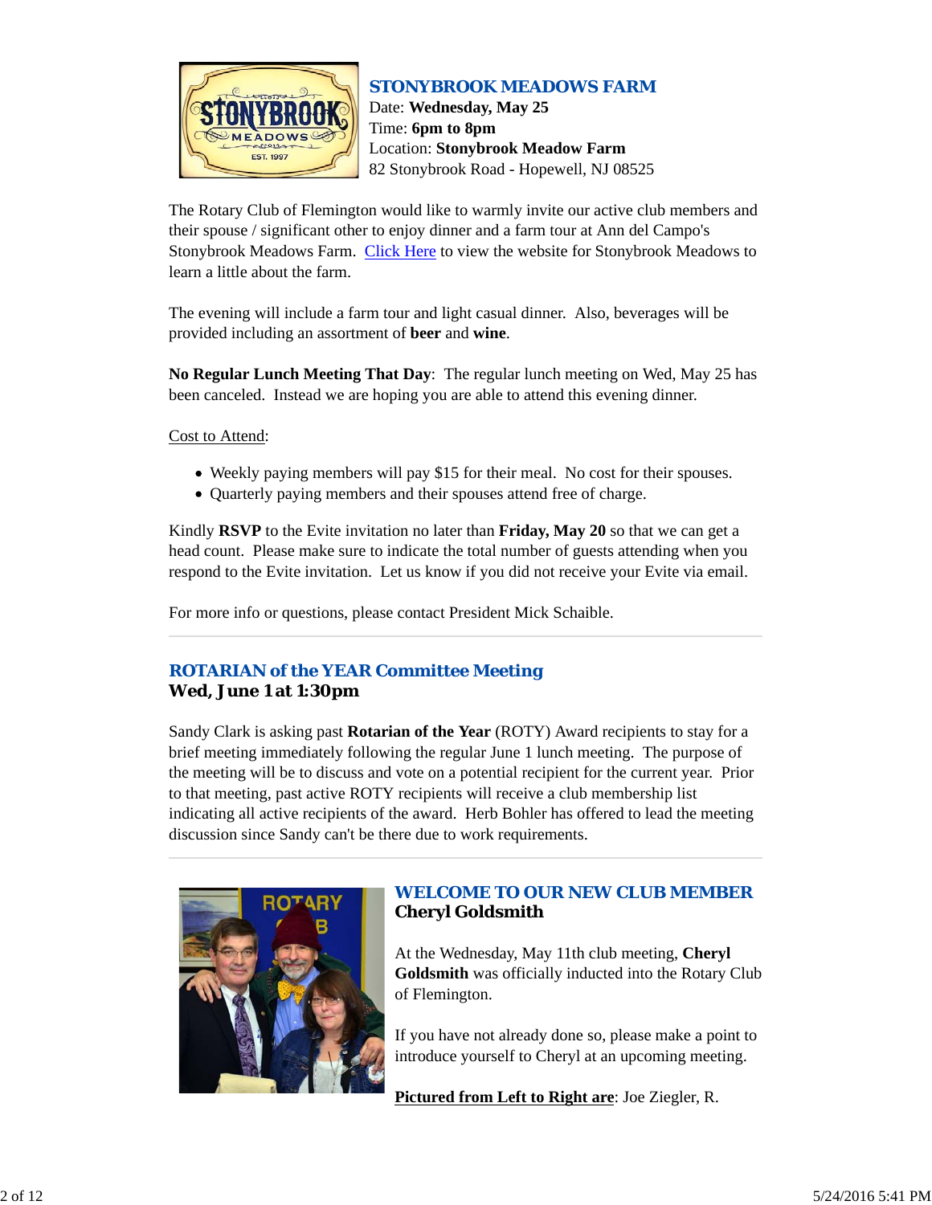## STONYBROOK MEADOWS FARM

Date: **Wednesday, May 25**
Time: **6pm to 8pm**
Location: **Stonybrook Meadow Farm**
82 Stonybrook Road - Hopewell, NJ 08525

The Rotary Club of Flemington would like to warmly invite our active club members and their spouse / significant other to enjoy dinner and a farm tour at Ann del Campo's Stonybrook Meadows Farm. Click Here to view the website for Stonybrook Meadows to learn a little about the farm.

The evening will include a farm tour and light casual dinner. Also, beverages will be provided including an assortment of **beer** and **wine**.

**No Regular Lunch Meeting That Day**: The regular lunch meeting on Wed, May 25 has been canceled. Instead we are hoping you are able to attend this evening dinner.

Cost to Attend:

- Weekly paying members will pay $15 for their meal. No cost for their spouses.
- Quarterly paying members and their spouses attend free of charge.

Kindly **RSVP** to the Evite invitation no later than **Friday, May 20** so that we can get a head count. Please make sure to indicate the total number of guests attending when you respond to the Evite invitation. Let us know if you did not receive your Evite via email.

For more info or questions, please contact President Mick Schaible.

---

## ROTARIAN of the YEAR Committee Meeting

**Wed, June 1 at 1:30pm**

Sandy Clark is asking past **Rotarian of the Year** (ROTY) Award recipients to stay for a brief meeting immediately following the regular June 1 lunch meeting. The purpose of the meeting will be to discuss and vote on a potential recipient for the current year. Prior to that meeting, past active ROTY recipients will receive a club membership list indicating all active recipients of the award. Herb Bohler has offered to lead the meeting discussion since Sandy can't be there due to work requirements.

---

## WELCOME TO OUR NEW CLUB MEMBER

**Cheryl Goldsmith**

At the Wednesday, May 11th club meeting, **Cheryl Goldsmith** was officially inducted into the Rotary Club of Flemington.

If you have not already done so, please make a point to introduce yourself to Cheryl at an upcoming meeting.

**Pictured from Left to Right are**: Joe Ziegler, R.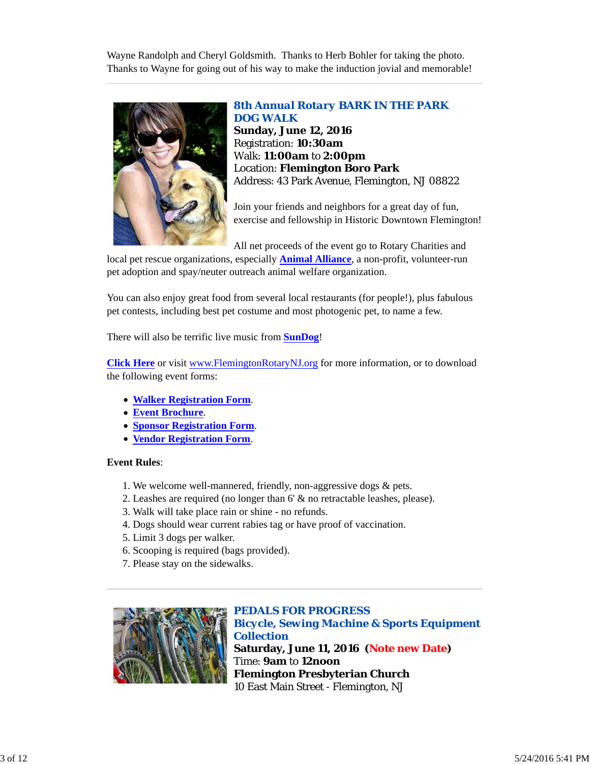Wayne Randolph and Cheryl Goldsmith. Thanks to Herb Bohler for taking the photo. Thanks to Wayne for going out of his way to make the induction jovial and memorable!

---

### 8th Annual Rotary BARK IN THE PARK DOG WALK

**Sunday, June 12, 2016**
Registration: **10:30am**
Walk: **11:00am** to **2:00pm**
Location: **Flemington Boro Park**
Address: 43 Park Avenue, Flemington, NJ 08822

Join your friends and neighbors for a great day of fun, exercise and fellowship in Historic Downtown Flemington!

All net proceeds of the event go to Rotary Charities and local pet rescue organizations, especially **Animal Alliance**, a non-profit, volunteer-run pet adoption and spay/neuter outreach animal welfare organization.

You can also enjoy great food from several local restaurants (for people!), plus fabulous pet contests, including best pet costume and most photogenic pet, to name a few.

There will also be terrific live music from **SunDog**!

**Click Here** or visit www.FlemingtonRotaryNJ.org for more information, or to download the following event forms:

- **Walker Registration Form**.
- **Event Brochure**.
- **Sponsor Registration Form**.
- **Vendor Registration Form**.

**Event Rules**:

1. We welcome well-mannered, friendly, non-aggressive dogs & pets.
2. Leashes are required (no longer than 6' & no retractable leashes, please).
3. Walk will take place rain or shine - no refunds.
4. Dogs should wear current rabies tag or have proof of vaccination.
5. Limit 3 dogs per walker.
6. Scooping is required (bags provided).
7. Please stay on the sidewalks.

---

### PEDALS FOR PROGRESS
### Bicycle, Sewing Machine & Sports Equipment Collection

**Saturday, June 11, 2016 (Note new Date)**
Time: **9am** to **12noon**
**Flemington Presbyterian Church**
10 East Main Street - Flemington, NJ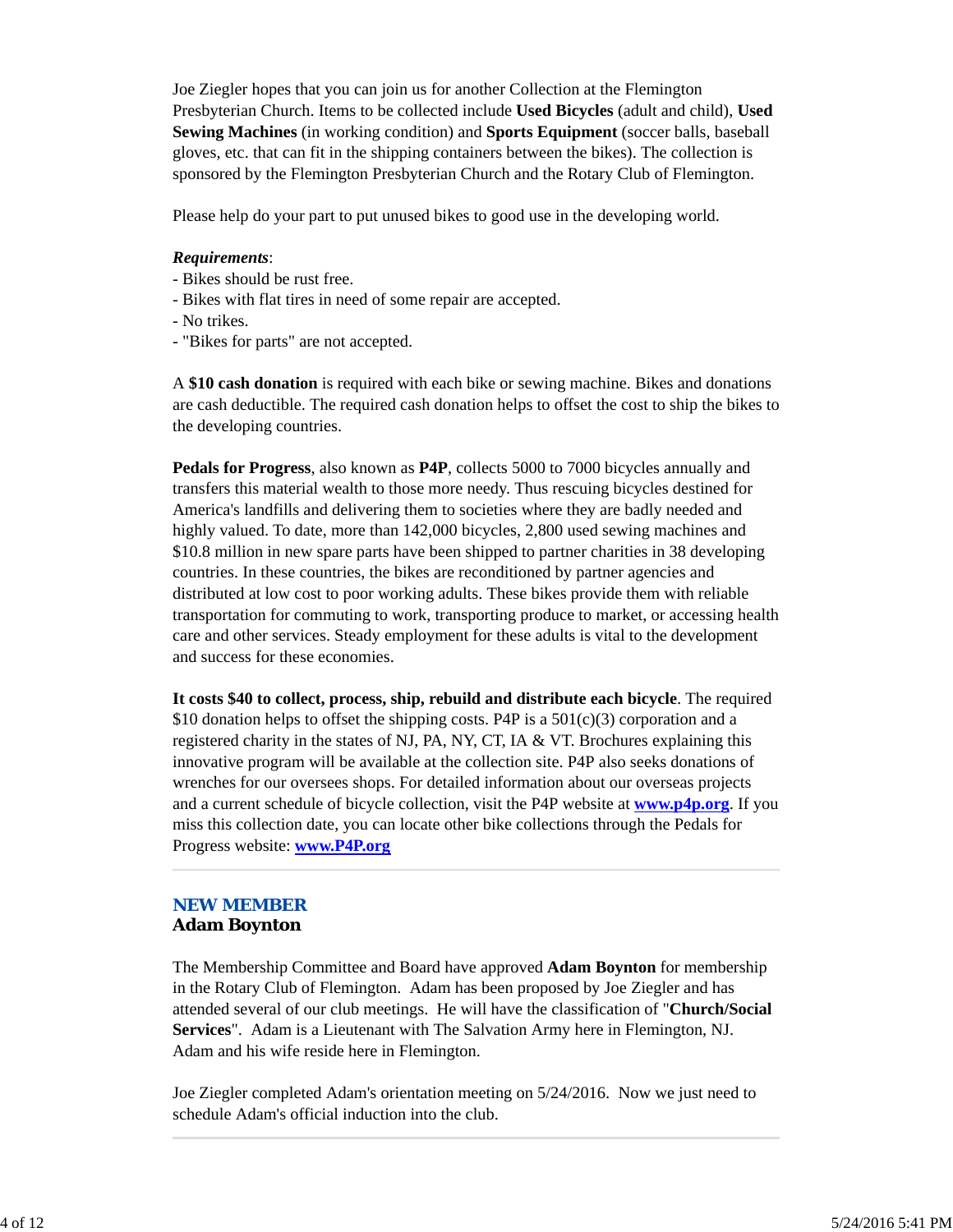Joe Ziegler hopes that you can join us for another Collection at the Flemington Presbyterian Church. Items to be collected include **Used Bicycles** (adult and child), **Used Sewing Machines** (in working condition) and **Sports Equipment** (soccer balls, baseball gloves, etc. that can fit in the shipping containers between the bikes). The collection is sponsored by the Flemington Presbyterian Church and the Rotary Club of Flemington.

Please help do your part to put unused bikes to good use in the developing world.

***Requirements***:
- Bikes should be rust free.
- Bikes with flat tires in need of some repair are accepted.
- No trikes.
- "Bikes for parts" are not accepted.

A **$10 cash donation** is required with each bike or sewing machine. Bikes and donations are cash deductible. The required cash donation helps to offset the cost to ship the bikes to the developing countries.

**Pedals for Progress**, also known as **P4P**, collects 5000 to 7000 bicycles annually and transfers this material wealth to those more needy. Thus rescuing bicycles destined for America's landfills and delivering them to societies where they are badly needed and highly valued. To date, more than 142,000 bicycles, 2,800 used sewing machines and $10.8 million in new spare parts have been shipped to partner charities in 38 developing countries. In these countries, the bikes are reconditioned by partner agencies and distributed at low cost to poor working adults. These bikes provide them with reliable transportation for commuting to work, transporting produce to market, or accessing health care and other services. Steady employment for these adults is vital to the development and success for these economies.

**It costs $40 to collect, process, ship, rebuild and distribute each bicycle**. The required $10 donation helps to offset the shipping costs. P4P is a 501(c)(3) corporation and a registered charity in the states of NJ, PA, NY, CT, IA & VT. Brochures explaining this innovative program will be available at the collection site. P4P also seeks donations of wrenches for our oversees shops. For detailed information about our overseas projects and a current schedule of bicycle collection, visit the P4P website at **www.p4p.org**. If you miss this collection date, you can locate other bike collections through the Pedals for Progress website: **www.P4P.org**

---

## NEW MEMBER
### Adam Boynton

The Membership Committee and Board have approved **Adam Boynton** for membership in the Rotary Club of Flemington. Adam has been proposed by Joe Ziegler and has attended several of our club meetings. He will have the classification of "**Church/Social Services**". Adam is a Lieutenant with The Salvation Army here in Flemington, NJ. Adam and his wife reside here in Flemington.

Joe Ziegler completed Adam's orientation meeting on 5/24/2016. Now we just need to schedule Adam's official induction into the club.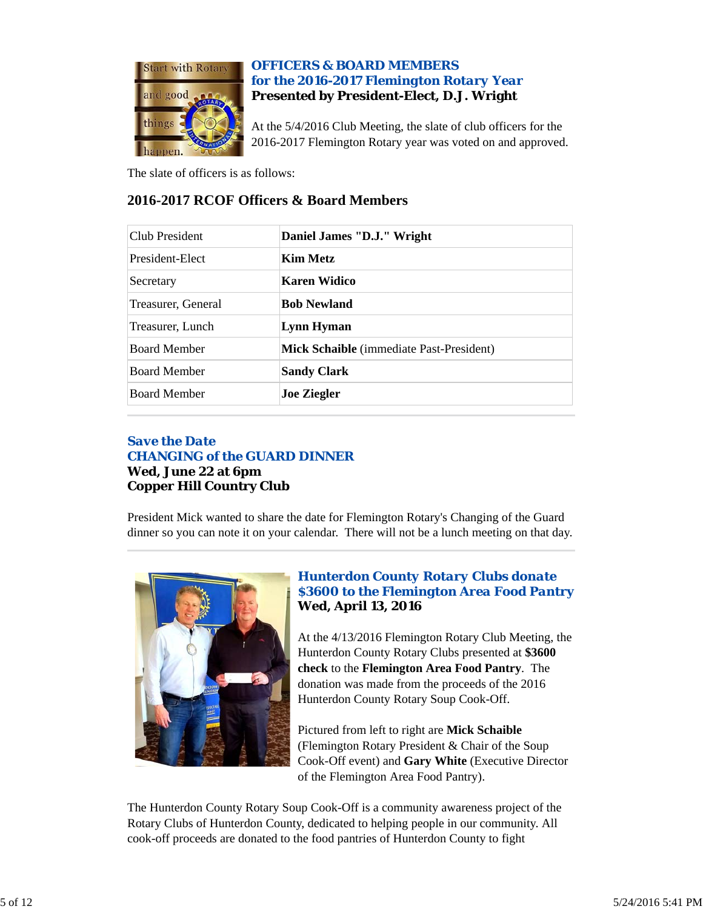### *OFFICERS & BOARD MEMBERS*
### *for the 2016-2017 Flemington Rotary Year*
**Presented by President-Elect, D.J. Wright**

At the 5/4/2016 Club Meeting, the slate of club officers for the 2016-2017 Flemington Rotary year was voted on and approved.

The slate of officers is as follows:

## 2016-2017 RCOF Officers & Board Members

| | |
|---|---|
| Club President | **Daniel James "D.J." Wright** |
| President-Elect | **Kim Metz** |
| Secretary | **Karen Widico** |
| Treasurer, General | **Bob Newland** |
| Treasurer, Lunch | **Lynn Hyman** |
| Board Member | **Mick Schaible** (immediate Past-President) |
| Board Member | **Sandy Clark** |
| Board Member | **Joe Ziegler** |

---

### *Save the Date*
### *CHANGING of the GUARD DINNER*
**Wed, June 22 at 6pm**
**Copper Hill Country Club**

President Mick wanted to share the date for Flemington Rotary's Changing of the Guard dinner so you can note it on your calendar. There will not be a lunch meeting on that day.

---

### *Hunterdon County Rotary Clubs donate $3600 to the Flemington Area Food Pantry*
**Wed, April 13, 2016**

At the 4/13/2016 Flemington Rotary Club Meeting, the Hunterdon County Rotary Clubs presented at **$3600 check** to the **Flemington Area Food Pantry**. The donation was made from the proceeds of the 2016 Hunterdon County Rotary Soup Cook-Off.

Pictured from left to right are **Mick Schaible** (Flemington Rotary President & Chair of the Soup Cook-Off event) and **Gary White** (Executive Director of the Flemington Area Food Pantry).

The Hunterdon County Rotary Soup Cook-Off is a community awareness project of the Rotary Clubs of Hunterdon County, dedicated to helping people in our community. All cook-off proceeds are donated to the food pantries of Hunterdon County to fight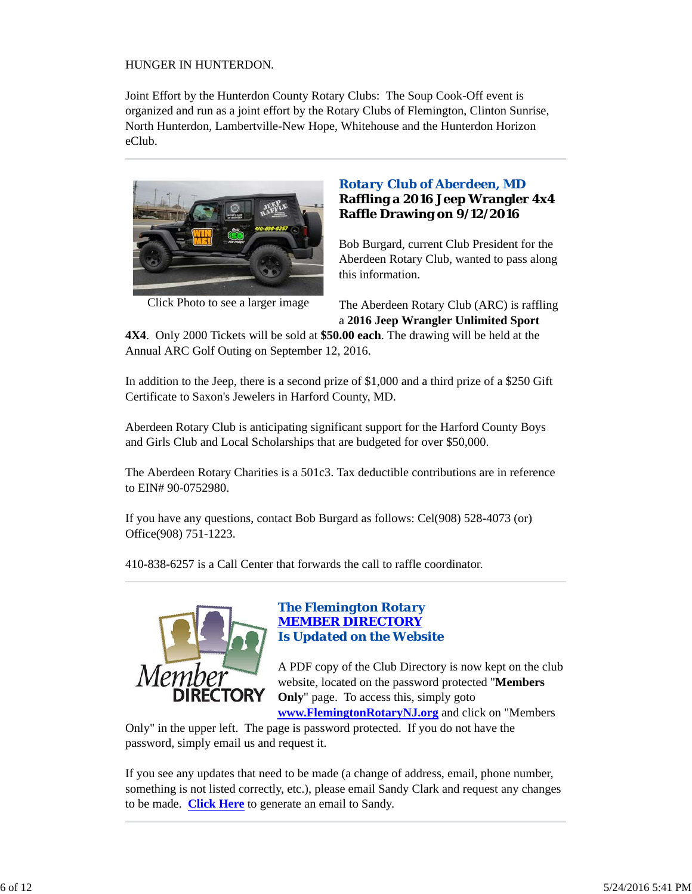HUNGER IN HUNTERDON.

Joint Effort by the Hunterdon County Rotary Clubs: The Soup Cook-Off event is organized and run as a joint effort by the Rotary Clubs of Flemington, Clinton Sunrise, North Hunterdon, Lambertville-New Hope, Whitehouse and the Hunterdon Horizon eClub.

---

Click Photo to see a larger image

### Rotary Club of Aberdeen, MD
### Raffling a 2016 Jeep Wrangler 4x4
### Raffle Drawing on 9/12/2016

Bob Burgard, current Club President for the Aberdeen Rotary Club, wanted to pass along this information.

The Aberdeen Rotary Club (ARC) is raffling a **2016 Jeep Wrangler Unlimited Sport 4X4**. Only 2000 Tickets will be sold at **$50.00 each**. The drawing will be held at the Annual ARC Golf Outing on September 12, 2016.

In addition to the Jeep, there is a second prize of $1,000 and a third prize of a $250 Gift Certificate to Saxon's Jewelers in Harford County, MD.

Aberdeen Rotary Club is anticipating significant support for the Harford County Boys and Girls Club and Local Scholarships that are budgeted for over $50,000.

The Aberdeen Rotary Charities is a 501c3. Tax deductible contributions are in reference to EIN# 90-0752980.

If you have any questions, contact Bob Burgard as follows: Cel(908) 528-4073 (or) Office(908) 751-1223.

410-838-6257 is a Call Center that forwards the call to raffle coordinator.

---

### The Flemington Rotary MEMBER DIRECTORY Is Updated on the Website

A PDF copy of the Club Directory is now kept on the club website, located on the password protected "**Members Only**" page. To access this, simply goto **www.FlemingtonRotaryNJ.org** and click on "Members Only" in the upper left. The page is password protected. If you do not have the password, simply email us and request it.

If you see any updates that need to be made (a change of address, email, phone number, something is not listed correctly, etc.), please email Sandy Clark and request any changes to be made. **Click Here** to generate an email to Sandy.

---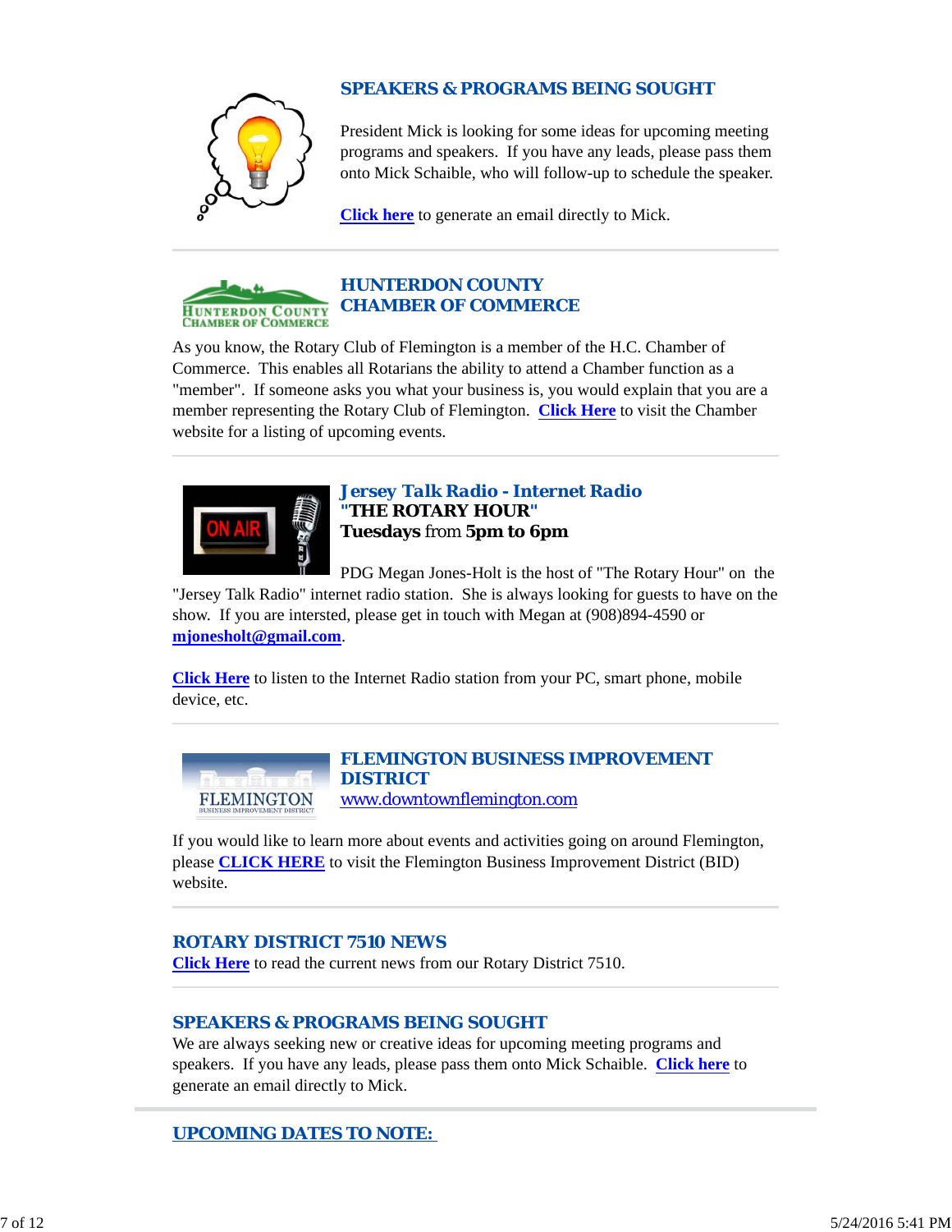## SPEAKERS & PROGRAMS BEING SOUGHT

President Mick is looking for some ideas for upcoming meeting programs and speakers. If you have any leads, please pass them onto Mick Schaible, who will follow-up to schedule the speaker.

**Click here** to generate an email directly to Mick.

## HUNTERDON COUNTY CHAMBER OF COMMERCE

As you know, the Rotary Club of Flemington is a member of the H.C. Chamber of Commerce. This enables all Rotarians the ability to attend a Chamber function as a "member". If someone asks you what your business is, you would explain that you are a member representing the Rotary Club of Flemington. **Click Here** to visit the Chamber website for a listing of upcoming events.

## Jersey Talk Radio - Internet Radio

**"THE ROTARY HOUR"**
**Tuesdays** from **5pm to 6pm**

PDG Megan Jones-Holt is the host of "The Rotary Hour" on the "Jersey Talk Radio" internet radio station. She is always looking for guests to have on the show. If you are intersted, please get in touch with Megan at (908)894-4590 or **mjonesholt@gmail.com**.

**Click Here** to listen to the Internet Radio station from your PC, smart phone, mobile device, etc.

## FLEMINGTON BUSINESS IMPROVEMENT DISTRICT

www.downtownflemington.com

If you would like to learn more about events and activities going on around Flemington, please **CLICK HERE** to visit the Flemington Business Improvement District (BID) website.

## ROTARY DISTRICT 7510 NEWS

**Click Here** to read the current news from our Rotary District 7510.

## SPEAKERS & PROGRAMS BEING SOUGHT

We are always seeking new or creative ideas for upcoming meeting programs and speakers. If you have any leads, please pass them onto Mick Schaible. **Click here** to generate an email directly to Mick.

## UPCOMING DATES TO NOTE: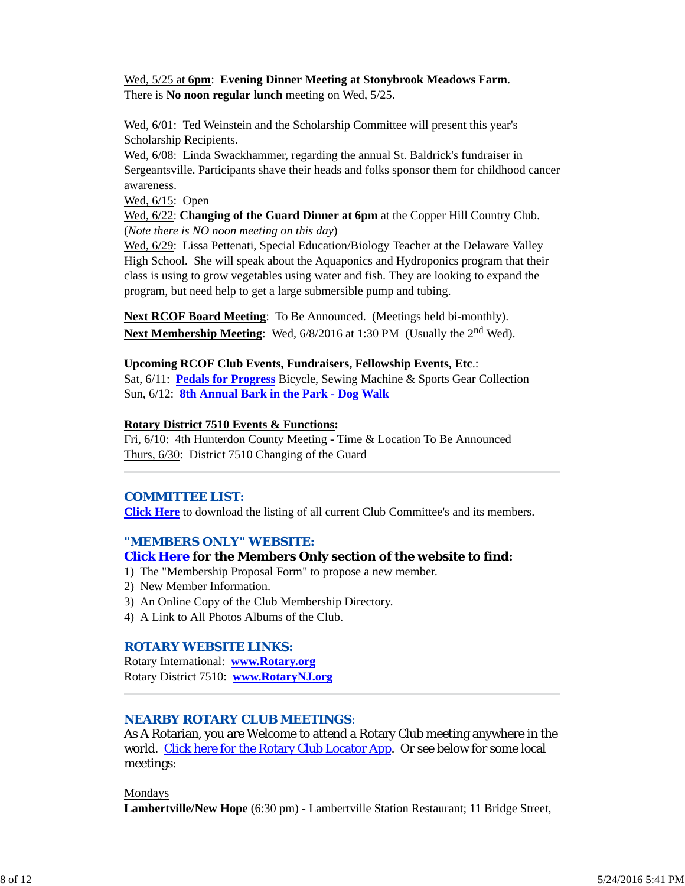Wed, 5/25 at **6pm**: **Evening Dinner Meeting at Stonybrook Meadows Farm**.
There is **No noon regular lunch** meeting on Wed, 5/25.

Wed, 6/01: Ted Weinstein and the Scholarship Committee will present this year's Scholarship Recipients.
Wed, 6/08: Linda Swackhammer, regarding the annual St. Baldrick's fundraiser in Sergeantsville. Participants shave their heads and folks sponsor them for childhood cancer awareness.
Wed, 6/15: Open
Wed, 6/22: **Changing of the Guard Dinner at 6pm** at the Copper Hill Country Club. (*Note there is NO noon meeting on this day*)
Wed, 6/29: Lissa Pettenati, Special Education/Biology Teacher at the Delaware Valley High School. She will speak about the Aquaponics and Hydroponics program that their class is using to grow vegetables using water and fish. They are looking to expand the program, but need help to get a large submersible pump and tubing.

**Next RCOF Board Meeting**: To Be Announced. (Meetings held bi-monthly).
**Next Membership Meeting**: Wed, 6/8/2016 at 1:30 PM (Usually the 2nd Wed).

**Upcoming RCOF Club Events, Fundraisers, Fellowship Events, Etc.**:
Sat, 6/11: **Pedals for Progress** Bicycle, Sewing Machine & Sports Gear Collection
Sun, 6/12: **8th Annual Bark in the Park - Dog Walk**

**Rotary District 7510 Events & Functions:**
Fri, 6/10: 4th Hunterdon County Meeting - Time & Location To Be Announced
Thurs, 6/30: District 7510 Changing of the Guard

## COMMITTEE LIST:

**Click Here** to download the listing of all current Club Committee's and its members.

## "MEMBERS ONLY" WEBSITE:

**Click Here for the Members Only section of the website to find:**

1) The "Membership Proposal Form" to propose a new member.
2) New Member Information.
3) An Online Copy of the Club Membership Directory.
4) A Link to All Photos Albums of the Club.

## ROTARY WEBSITE LINKS:

Rotary International: **www.Rotary.org**
Rotary District 7510: **www.RotaryNJ.org**

## NEARBY ROTARY CLUB MEETINGS:

As A Rotarian, you are Welcome to attend a Rotary Club meeting anywhere in the world. Click here for the Rotary Club Locator App. Or see below for some local meetings:

Mondays
**Lambertville/New Hope** (6:30 pm) - Lambertville Station Restaurant; 11 Bridge Street,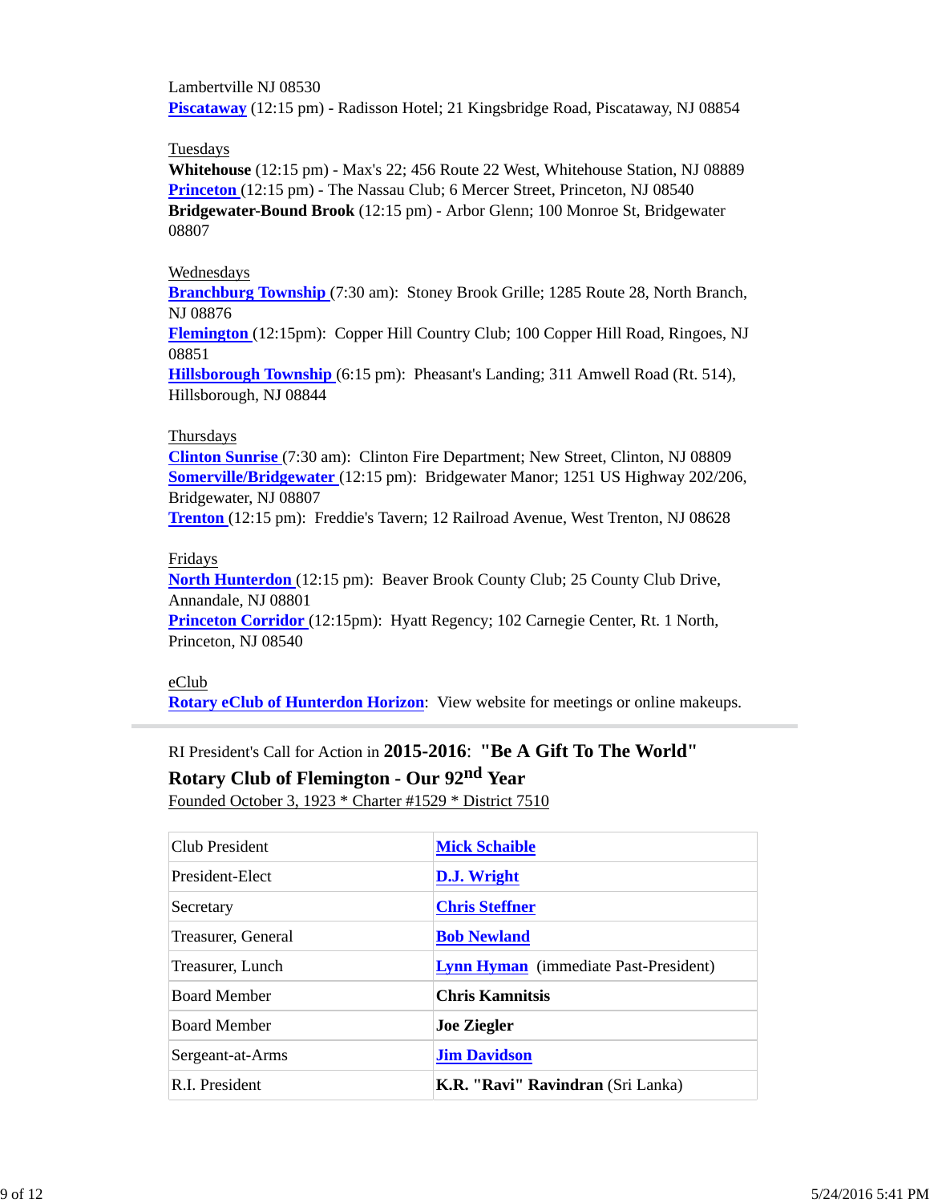Lambertville NJ 08530
**Piscataway** (12:15 pm) - Radisson Hotel; 21 Kingsbridge Road, Piscataway, NJ 08854

Tuesdays
**Whitehouse** (12:15 pm) - Max's 22; 456 Route 22 West, Whitehouse Station, NJ 08889
**Princeton** (12:15 pm) - The Nassau Club; 6 Mercer Street, Princeton, NJ 08540
**Bridgewater-Bound Brook** (12:15 pm) - Arbor Glenn; 100 Monroe St, Bridgewater 08807

Wednesdays
**Branchburg Township** (7:30 am): Stoney Brook Grille; 1285 Route 28, North Branch, NJ 08876
**Flemington** (12:15pm): Copper Hill Country Club; 100 Copper Hill Road, Ringoes, NJ 08851
**Hillsborough Township** (6:15 pm): Pheasant's Landing; 311 Amwell Road (Rt. 514), Hillsborough, NJ 08844

Thursdays
**Clinton Sunrise** (7:30 am): Clinton Fire Department; New Street, Clinton, NJ 08809
**Somerville/Bridgewater** (12:15 pm): Bridgewater Manor; 1251 US Highway 202/206, Bridgewater, NJ 08807
**Trenton** (12:15 pm): Freddie's Tavern; 12 Railroad Avenue, West Trenton, NJ 08628

Fridays
**North Hunterdon** (12:15 pm): Beaver Brook County Club; 25 County Club Drive, Annandale, NJ 08801
**Princeton Corridor** (12:15pm): Hyatt Regency; 102 Carnegie Center, Rt. 1 North, Princeton, NJ 08540

eClub
**Rotary eClub of Hunterdon Horizon**: View website for meetings or online makeups.

---

RI President's Call for Action in **2015-2016**: **"Be A Gift To The World"**
**Rotary Club of Flemington - Our 92nd Year**
Founded October 3, 1923 * Charter #1529 * District 7510

| | |
|---|---|
| Club President | **Mick Schaible** |
| President-Elect | **D.J. Wright** |
| Secretary | **Chris Steffner** |
| Treasurer, General | **Bob Newland** |
| Treasurer, Lunch | **Lynn Hyman** (immediate Past-President) |
| Board Member | **Chris Kamnitsis** |
| Board Member | **Joe Ziegler** |
| Sergeant-at-Arms | **Jim Davidson** |
| R.I. President | **K.R. "Ravi" Ravindran** (Sri Lanka) |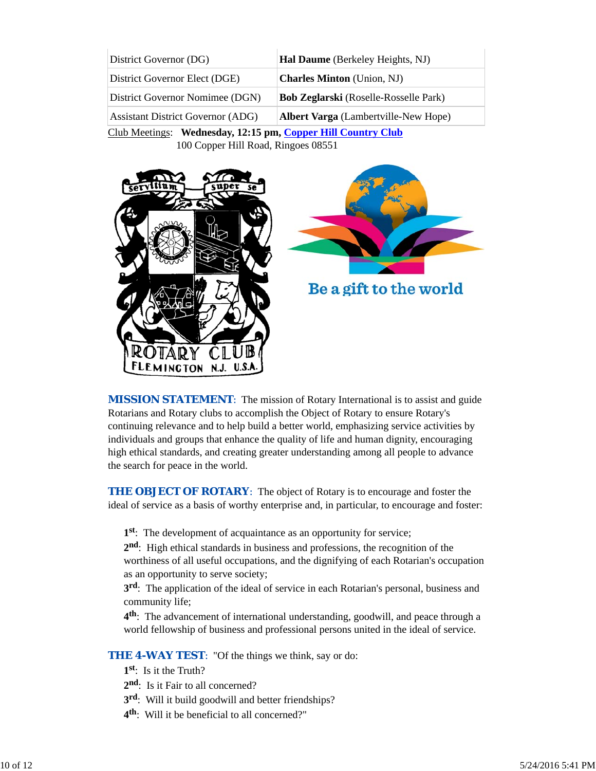| District Governor (DG) | **Hal Daume** (Berkeley Heights, NJ) |
|---|---|
| District Governor Elect (DGE) | **Charles Minton** (Union, NJ) |
| District Governor Nominee (DGN) | **Bob Zeglarski** (Roselle-Rosselle Park) |
| Assistant District Governor (ADG) | **Albert Varga** (Lambertville-New Hope) |

Club Meetings: **Wednesday, 12:15 pm, Copper Hill Country Club**
100 Copper Hill Road, Ringoes 08551

**MISSION STATEMENT**: The mission of Rotary International is to assist and guide Rotarians and Rotary clubs to accomplish the Object of Rotary to ensure Rotary's continuing relevance and to help build a better world, emphasizing service activities by individuals and groups that enhance the quality of life and human dignity, encouraging high ethical standards, and creating greater understanding among all people to advance the search for peace in the world.

**THE OBJECT OF ROTARY**: The object of Rotary is to encourage and foster the ideal of service as a basis of worthy enterprise and, in particular, to encourage and foster:

**1st**: The development of acquaintance as an opportunity for service;
**2nd**: High ethical standards in business and professions, the recognition of the worthiness of all useful occupations, and the dignifying of each Rotarian's occupation as an opportunity to serve society;
**3rd**: The application of the ideal of service in each Rotarian's personal, business and community life;
**4th**: The advancement of international understanding, goodwill, and peace through a world fellowship of business and professional persons united in the ideal of service.

**THE 4-WAY TEST**: "Of the things we think, say or do:
**1st**: Is it the Truth?
**2nd**: Is it Fair to all concerned?
**3rd**: Will it build goodwill and better friendships?
**4th**: Will it be beneficial to all concerned?"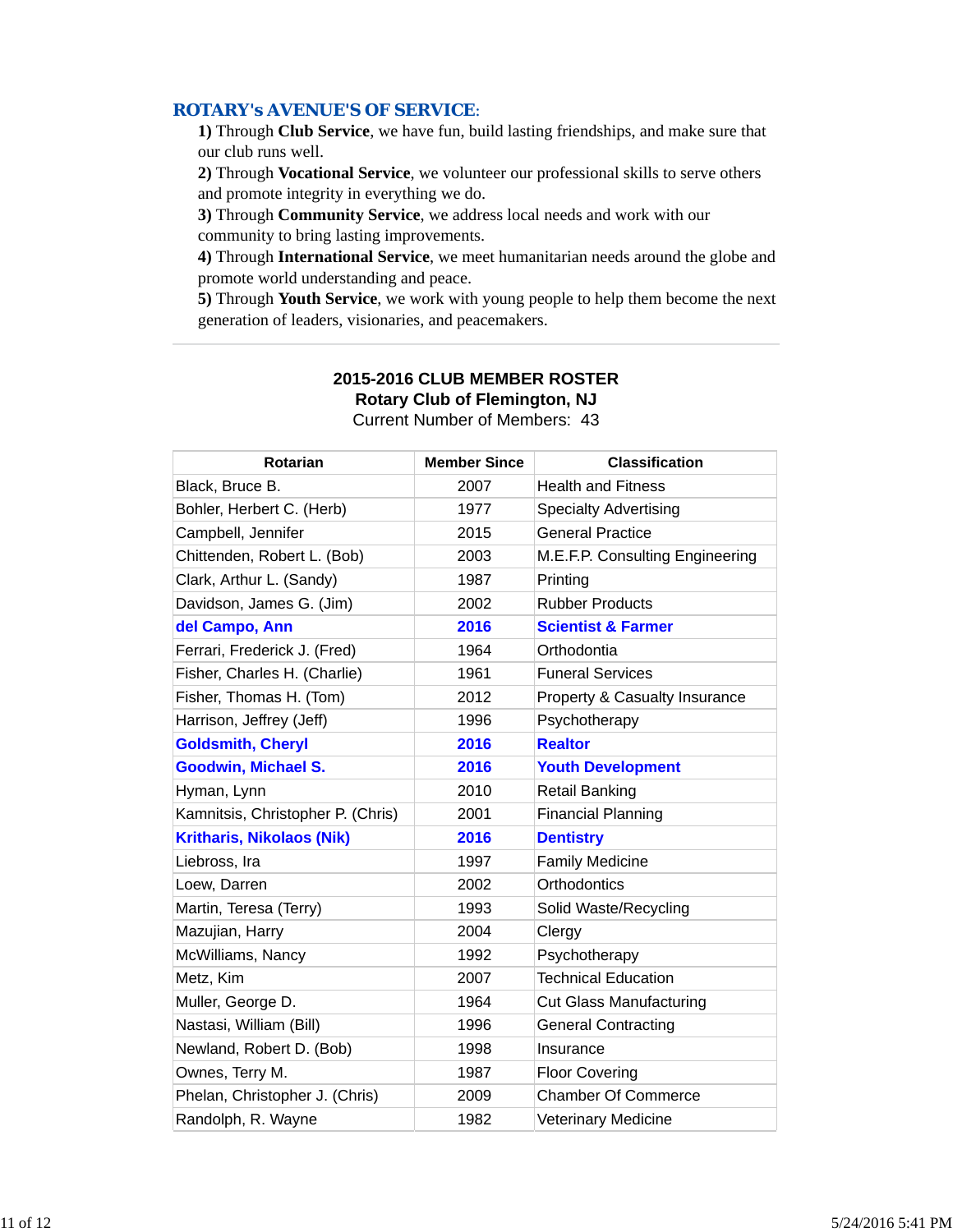## ROTARY's AVENUE'S OF SERVICE:

**1)** Through **Club Service**, we have fun, build lasting friendships, and make sure that our club runs well.
**2)** Through **Vocational Service**, we volunteer our professional skills to serve others and promote integrity in everything we do.
**3)** Through **Community Service**, we address local needs and work with our community to bring lasting improvements.
**4)** Through **International Service**, we meet humanitarian needs around the globe and promote world understanding and peace.
**5)** Through **Youth Service**, we work with young people to help them become the next generation of leaders, visionaries, and peacemakers.

---

**2015-2016 CLUB MEMBER ROSTER**
**Rotary Club of Flemington, NJ**
Current Number of Members: 43

| Rotarian | Member Since | Classification |
|---|---|---|
| Black, Bruce B. | 2007 | Health and Fitness |
| Bohler, Herbert C. (Herb) | 1977 | Specialty Advertising |
| Campbell, Jennifer | 2015 | General Practice |
| Chittenden, Robert L. (Bob) | 2003 | M.E.F.P. Consulting Engineering |
| Clark, Arthur L. (Sandy) | 1987 | Printing |
| Davidson, James G. (Jim) | 2002 | Rubber Products |
| **del Campo, Ann** | **2016** | **Scientist & Farmer** |
| Ferrari, Frederick J. (Fred) | 1964 | Orthodontia |
| Fisher, Charles H. (Charlie) | 1961 | Funeral Services |
| Fisher, Thomas H. (Tom) | 2012 | Property & Casualty Insurance |
| Harrison, Jeffrey (Jeff) | 1996 | Psychotherapy |
| **Goldsmith, Cheryl** | **2016** | **Realtor** |
| **Goodwin, Michael S.** | **2016** | **Youth Development** |
| Hyman, Lynn | 2010 | Retail Banking |
| Kamnitsis, Christopher P. (Chris) | 2001 | Financial Planning |
| **Kritharis, Nikolaos (Nik)** | **2016** | **Dentistry** |
| Liebross, Ira | 1997 | Family Medicine |
| Loew, Darren | 2002 | Orthodontics |
| Martin, Teresa (Terry) | 1993 | Solid Waste/Recycling |
| Mazujian, Harry | 2004 | Clergy |
| McWilliams, Nancy | 1992 | Psychotherapy |
| Metz, Kim | 2007 | Technical Education |
| Muller, George D. | 1964 | Cut Glass Manufacturing |
| Nastasi, William (Bill) | 1996 | General Contracting |
| Newland, Robert D. (Bob) | 1998 | Insurance |
| Ownes, Terry M. | 1987 | Floor Covering |
| Phelan, Christopher J. (Chris) | 2009 | Chamber Of Commerce |
| Randolph, R. Wayne | 1982 | Veterinary Medicine |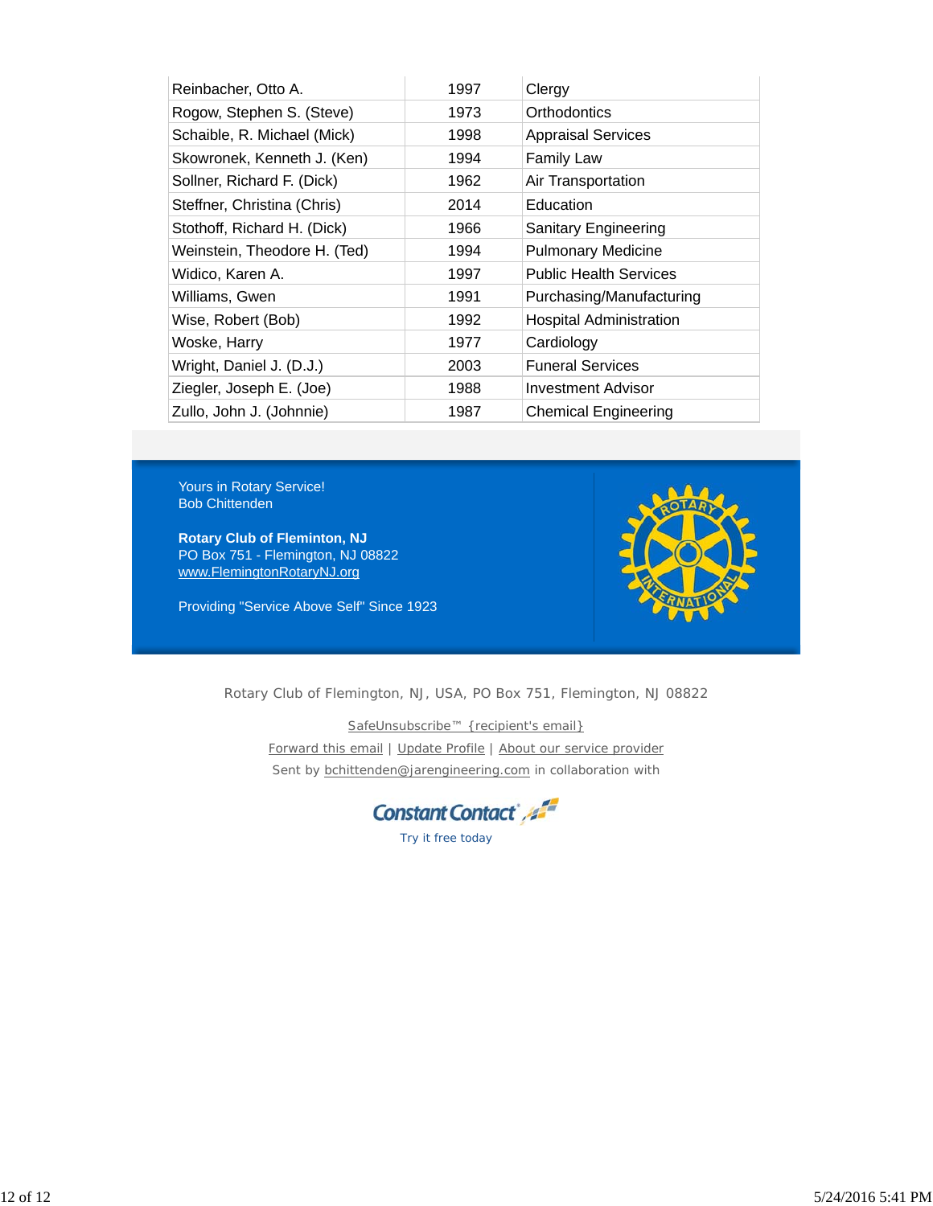| | | |
|---|---|---|
| Reinbacher, Otto A. | 1997 | Clergy |
| Rogow, Stephen S. (Steve) | 1973 | Orthodontics |
| Schaible, R. Michael (Mick) | 1998 | Appraisal Services |
| Skowronek, Kenneth J. (Ken) | 1994 | Family Law |
| Sollner, Richard F. (Dick) | 1962 | Air Transportation |
| Steffner, Christina (Chris) | 2014 | Education |
| Stothoff, Richard H. (Dick) | 1966 | Sanitary Engineering |
| Weinstein, Theodore H. (Ted) | 1994 | Pulmonary Medicine |
| Widico, Karen A. | 1997 | Public Health Services |
| Williams, Gwen | 1991 | Purchasing/Manufacturing |
| Wise, Robert (Bob) | 1992 | Hospital Administration |
| Woske, Harry | 1977 | Cardiology |
| Wright, Daniel J. (D.J.) | 2003 | Funeral Services |
| Ziegler, Joseph E. (Joe) | 1988 | Investment Advisor |
| Zullo, John J. (Johnnie) | 1987 | Chemical Engineering |

Yours in Rotary Service!
Bob Chittenden

**Rotary Club of Fleminton, NJ**
PO Box 751 - Flemington, NJ 08822
www.FlemingtonRotaryNJ.org

Providing "Service Above Self" Since 1923

Rotary Club of Flemington, NJ, USA, PO Box 751, Flemington, NJ 08822

SafeUnsubscribe™ {recipient's email}

Forward this email | Update Profile | About our service provider

Sent by bchittenden@jarengineering.com in collaboration with

Constant Contact

Try it free today